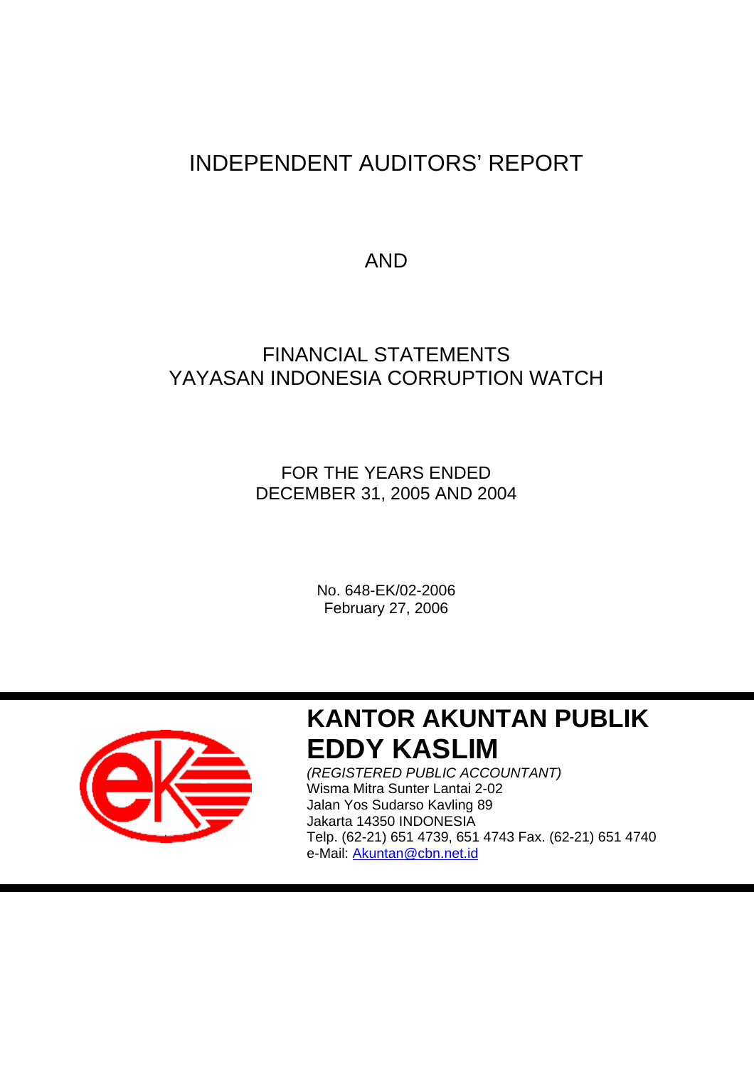# INDEPENDENT AUDITORS' REPORT

AND

# FINANCIAL STATEMENTS
# YAYASAN INDONESIA CORRUPTION WATCH

FOR THE YEARS ENDED
DECEMBER 31, 2005 AND 2004

No. 648-EK/02-2006
February 27, 2006

**KANTOR AKUNTAN PUBLIK**
**EDDY KASLIM**

*(REGISTERED PUBLIC ACCOUNTANT)*
Wisma Mitra Sunter Lantai 2-02
Jalan Yos Sudarso Kavling 89
Jakarta 14350 INDONESIA
Telp. (62-21) 651 4739, 651 4743 Fax. (62-21) 651 4740
e-Mail: Akuntan@cbn.net.id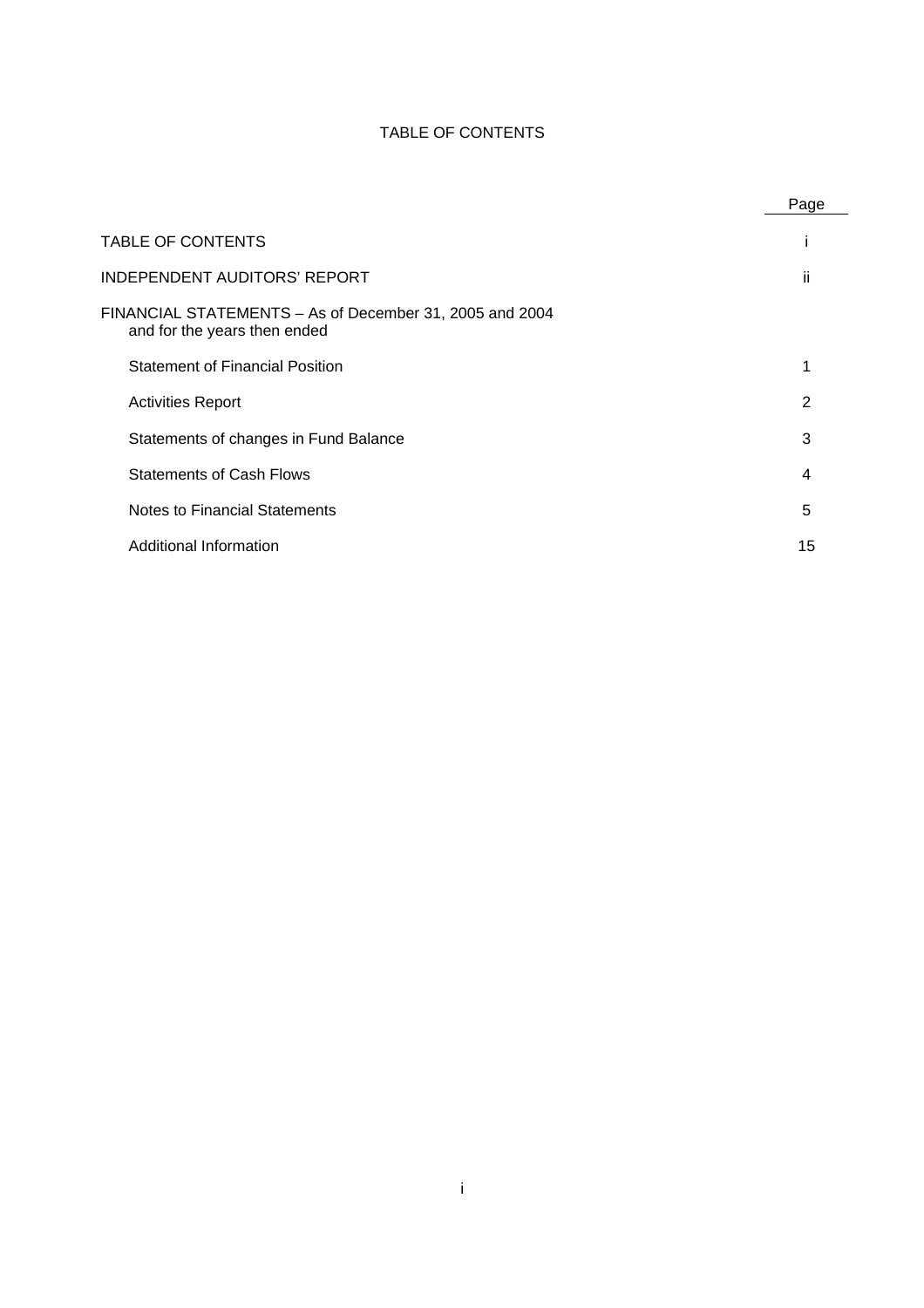# TABLE OF CONTENTS

| | Page |
|---|---|
| TABLE OF CONTENTS | i |
| INDEPENDENT AUDITORS' REPORT | ii |
| FINANCIAL STATEMENTS – As of December 31, 2005 and 2004 and for the years then ended | |
| Statement of Financial Position | 1 |
| Activities Report | 2 |
| Statements of changes in Fund Balance | 3 |
| Statements of Cash Flows | 4 |
| Notes to Financial Statements | 5 |
| Additional Information | 15 |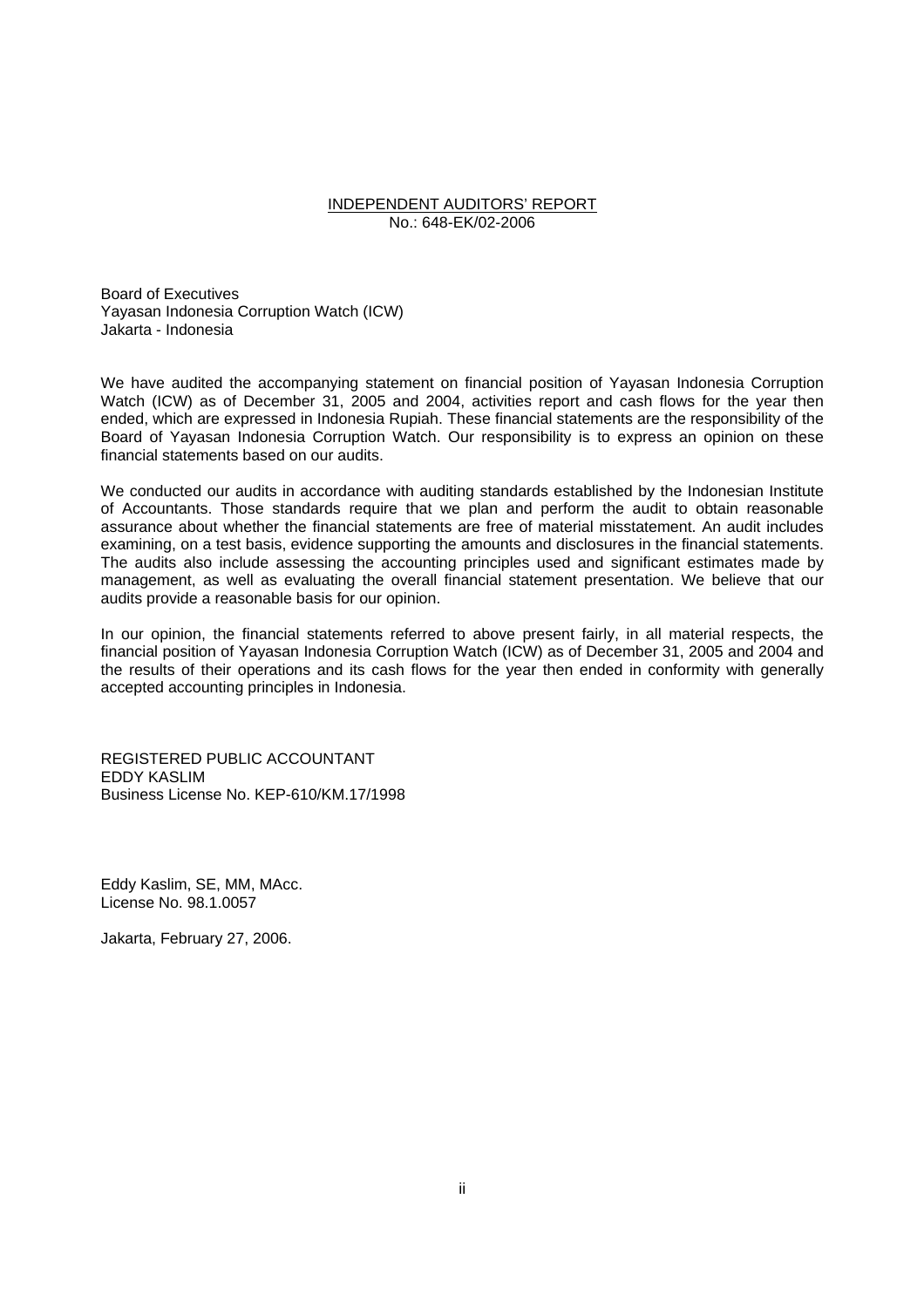# INDEPENDENT AUDITORS' REPORT

No.: 648-EK/02-2006

Board of Executives
Yayasan Indonesia Corruption Watch (ICW)
Jakarta - Indonesia

We have audited the accompanying statement on financial position of Yayasan Indonesia Corruption Watch (ICW) as of December 31, 2005 and 2004, activities report and cash flows for the year then ended, which are expressed in Indonesia Rupiah. These financial statements are the responsibility of the Board of Yayasan Indonesia Corruption Watch. Our responsibility is to express an opinion on these financial statements based on our audits.

We conducted our audits in accordance with auditing standards established by the Indonesian Institute of Accountants. Those standards require that we plan and perform the audit to obtain reasonable assurance about whether the financial statements are free of material misstatement. An audit includes examining, on a test basis, evidence supporting the amounts and disclosures in the financial statements. The audits also include assessing the accounting principles used and significant estimates made by management, as well as evaluating the overall financial statement presentation. We believe that our audits provide a reasonable basis for our opinion.

In our opinion, the financial statements referred to above present fairly, in all material respects, the financial position of Yayasan Indonesia Corruption Watch (ICW) as of December 31, 2005 and 2004 and the results of their operations and its cash flows for the year then ended in conformity with generally accepted accounting principles in Indonesia.

REGISTERED PUBLIC ACCOUNTANT
EDDY KASLIM
Business License No. KEP-610/KM.17/1998

Eddy Kaslim, SE, MM, MAcc.
License No. 98.1.0057

Jakarta, February 27, 2006.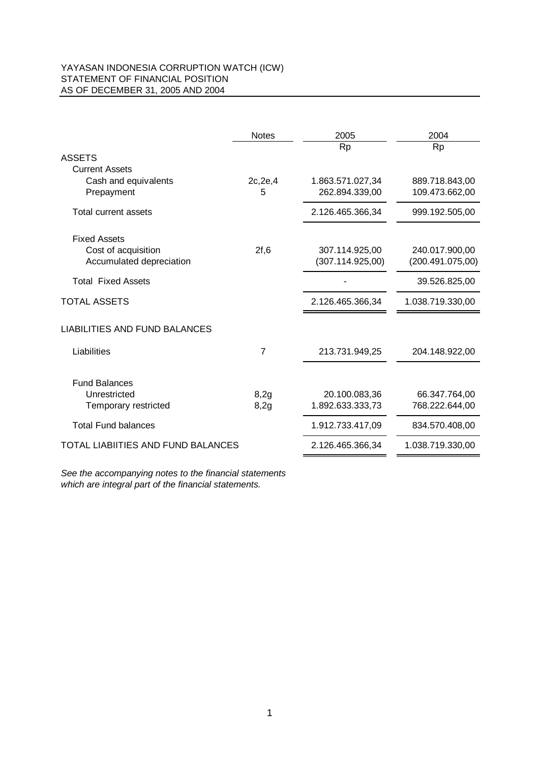YAYASAN INDONESIA CORRUPTION WATCH (ICW)
STATEMENT OF FINANCIAL POSITION
AS OF DECEMBER 31, 2005 AND 2004

| | Notes | 2005 | 2004 |
|---|---|---|---|
| | | Rp | Rp |
| ASSETS | | | |
| Current Assets | | | |
| Cash and equivalents | 2c,2e,4 | 1.863.571.027,34 | 889.718.843,00 |
| Prepayment | 5 | 262.894.339,00 | 109.473.662,00 |
| Total current assets | | 2.126.465.366,34 | 999.192.505,00 |
| Fixed Assets | | | |
| Cost of acquisition | 2f,6 | 307.114.925,00 | 240.017.900,00 |
| Accumulated depreciation | | (307.114.925,00) | (200.491.075,00) |
| Total Fixed Assets | | - | 39.526.825,00 |
| TOTAL ASSETS | | 2.126.465.366,34 | 1.038.719.330,00 |
| LIABILITIES AND FUND BALANCES | | | |
| Liabilities | 7 | 213.731.949,25 | 204.148.922,00 |
| Fund Balances | | | |
| Unrestricted | 8,2g | 20.100.083,36 | 66.347.764,00 |
| Temporary restricted | 8,2g | 1.892.633.333,73 | 768.222.644,00 |
| Total Fund balances | | 1.912.733.417,09 | 834.570.408,00 |
| TOTAL LIABIITIES AND FUND BALANCES | | 2.126.465.366,34 | 1.038.719.330,00 |

*See the accompanying notes to the financial statements which are integral part of the financial statements.*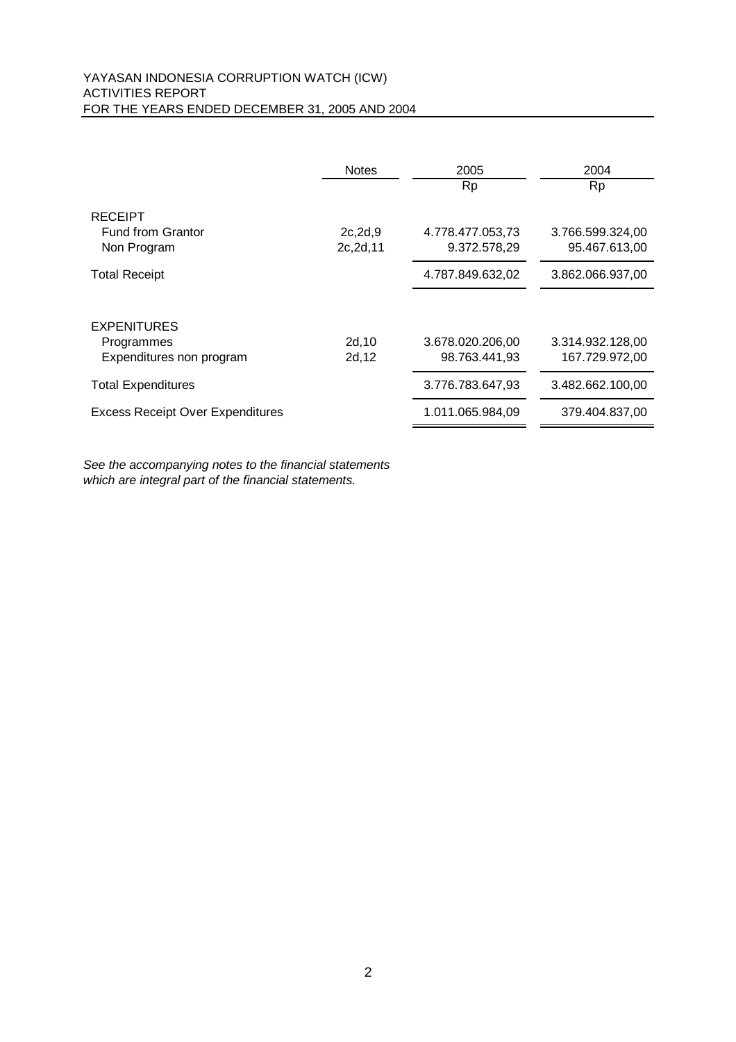YAYASAN INDONESIA CORRUPTION WATCH (ICW)
ACTIVITIES REPORT
FOR THE YEARS ENDED DECEMBER 31, 2005 AND 2004

| | Notes | 2005 | 2004 |
|---|---|---|---|
| | | Rp | Rp |
| RECEIPT | | | |
| Fund from Grantor | 2c,2d,9 | 4.778.477.053,73 | 3.766.599.324,00 |
| Non Program | 2c,2d,11 | 9.372.578,29 | 95.467.613,00 |
| Total Receipt | | 4.787.849.632,02 | 3.862.066.937,00 |
| | | | |
| EXPENITURES | | | |
| Programmes | 2d,10 | 3.678.020.206,00 | 3.314.932.128,00 |
| Expenditures non program | 2d,12 | 98.763.441,93 | 167.729.972,00 |
| Total Expenditures | | 3.776.783.647,93 | 3.482.662.100,00 |
| Excess Receipt Over Expenditures | | 1.011.065.984,09 | 379.404.837,00 |

*See the accompanying notes to the financial statements which are integral part of the financial statements.*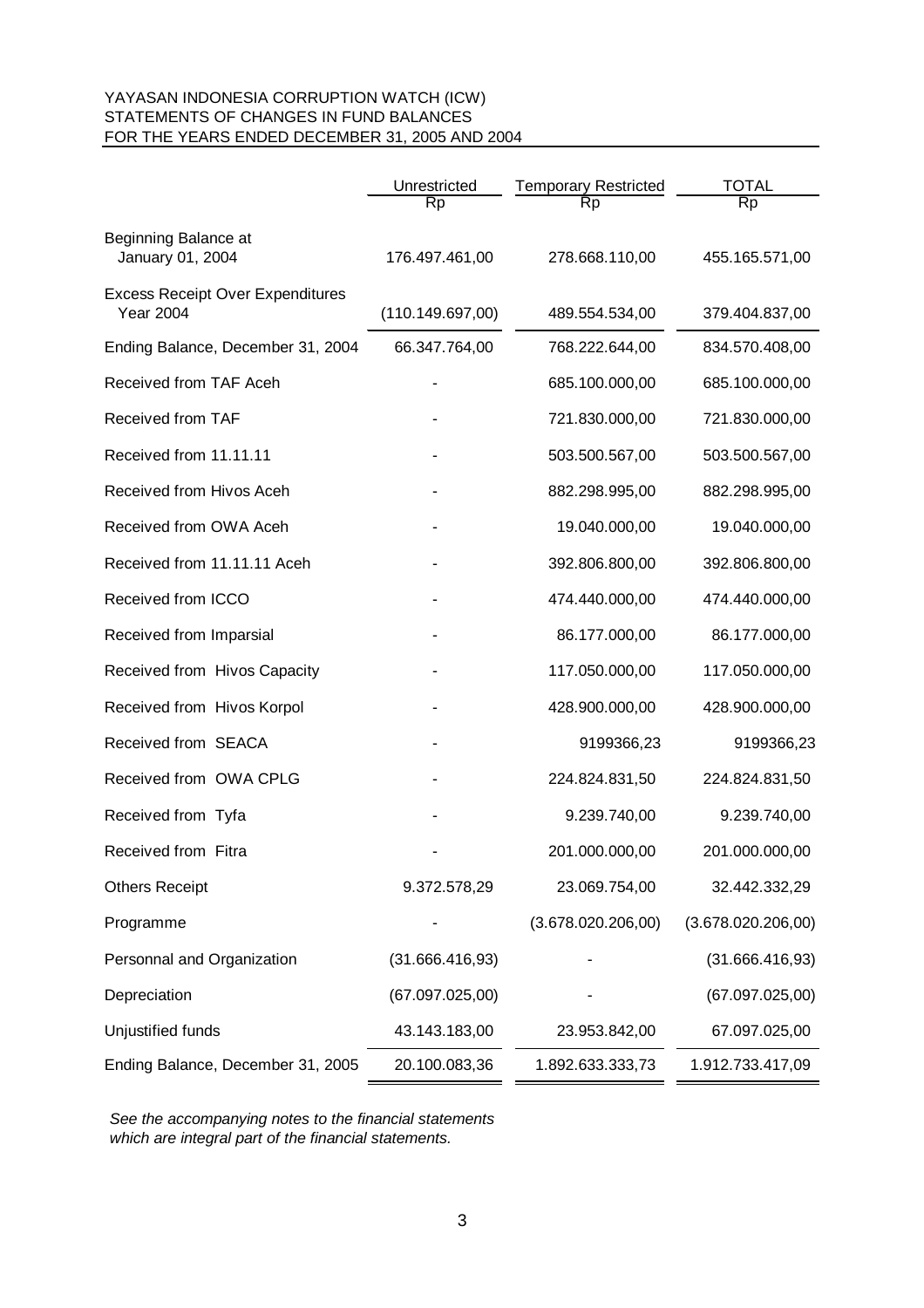YAYASAN INDONESIA CORRUPTION WATCH (ICW)
STATEMENTS OF CHANGES IN FUND BALANCES
FOR THE YEARS ENDED DECEMBER 31, 2005 AND 2004

| | Unrestricted<br>Rp | Temporary Restricted<br>Rp | TOTAL<br>Rp |
|---|---|---|---|
| Beginning Balance at January 01, 2004 | 176.497.461,00 | 278.668.110,00 | 455.165.571,00 |
| Excess Receipt Over Expenditures Year 2004 | (110.149.697,00) | 489.554.534,00 | 379.404.837,00 |
| Ending Balance, December 31, 2004 | 66.347.764,00 | 768.222.644,00 | 834.570.408,00 |
| Received from TAF Aceh | - | 685.100.000,00 | 685.100.000,00 |
| Received from TAF | - | 721.830.000,00 | 721.830.000,00 |
| Received from 11.11.11 | - | 503.500.567,00 | 503.500.567,00 |
| Received from Hivos Aceh | - | 882.298.995,00 | 882.298.995,00 |
| Received from OWA Aceh | - | 19.040.000,00 | 19.040.000,00 |
| Received from 11.11.11 Aceh | - | 392.806.800,00 | 392.806.800,00 |
| Received from ICCO | - | 474.440.000,00 | 474.440.000,00 |
| Received from Imparsial | - | 86.177.000,00 | 86.177.000,00 |
| Received from Hivos Capacity | - | 117.050.000,00 | 117.050.000,00 |
| Received from Hivos Korpol | - | 428.900.000,00 | 428.900.000,00 |
| Received from SEACA | - | 9199366,23 | 9199366,23 |
| Received from OWA CPLG | - | 224.824.831,50 | 224.824.831,50 |
| Received from Tyfa | - | 9.239.740,00 | 9.239.740,00 |
| Received from Fitra | - | 201.000.000,00 | 201.000.000,00 |
| Others Receipt | 9.372.578,29 | 23.069.754,00 | 32.442.332,29 |
| Programme | - | (3.678.020.206,00) | (3.678.020.206,00) |
| Personnal and Organization | (31.666.416,93) | - | (31.666.416,93) |
| Depreciation | (67.097.025,00) | - | (67.097.025,00) |
| Unjustified funds | 43.143.183,00 | 23.953.842,00 | 67.097.025,00 |
| Ending Balance, December 31, 2005 | 20.100.083,36 | 1.892.633.333,73 | 1.912.733.417,09 |

*See the accompanying notes to the financial statements which are integral part of the financial statements.*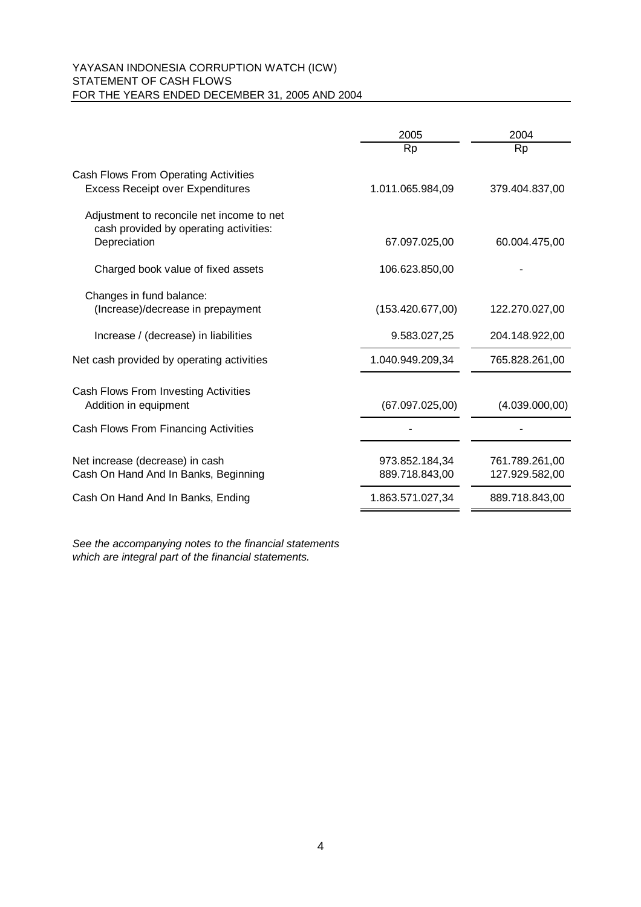YAYASAN INDONESIA CORRUPTION WATCH (ICW)
STATEMENT OF CASH FLOWS
FOR THE YEARS ENDED DECEMBER 31, 2005 AND 2004

| | 2005 | 2004 |
|---|---|---|
| | Rp | Rp |
| Cash Flows From Operating Activities | | |
| Excess Receipt over Expenditures | 1.011.065.984,09 | 379.404.837,00 |
| Adjustment to reconcile net income to net cash provided by operating activities: | | |
| Depreciation | 67.097.025,00 | 60.004.475,00 |
| Charged book value of fixed assets | 106.623.850,00 | - |
| Changes in fund balance: | | |
| (Increase)/decrease in prepayment | (153.420.677,00) | 122.270.027,00 |
| Increase / (decrease) in liabilities | 9.583.027,25 | 204.148.922,00 |
| Net cash provided by operating activities | 1.040.949.209,34 | 765.828.261,00 |
| Cash Flows From Investing Activities | | |
| Addition in equipment | (67.097.025,00) | (4.039.000,00) |
| Cash Flows From Financing Activities | - | - |
| Net increase (decrease) in cash | 973.852.184,34 | 761.789.261,00 |
| Cash On Hand And In Banks, Beginning | 889.718.843,00 | 127.929.582,00 |
| Cash On Hand And In Banks, Ending | 1.863.571.027,34 | 889.718.843,00 |

*See the accompanying notes to the financial statements which are integral part of the financial statements.*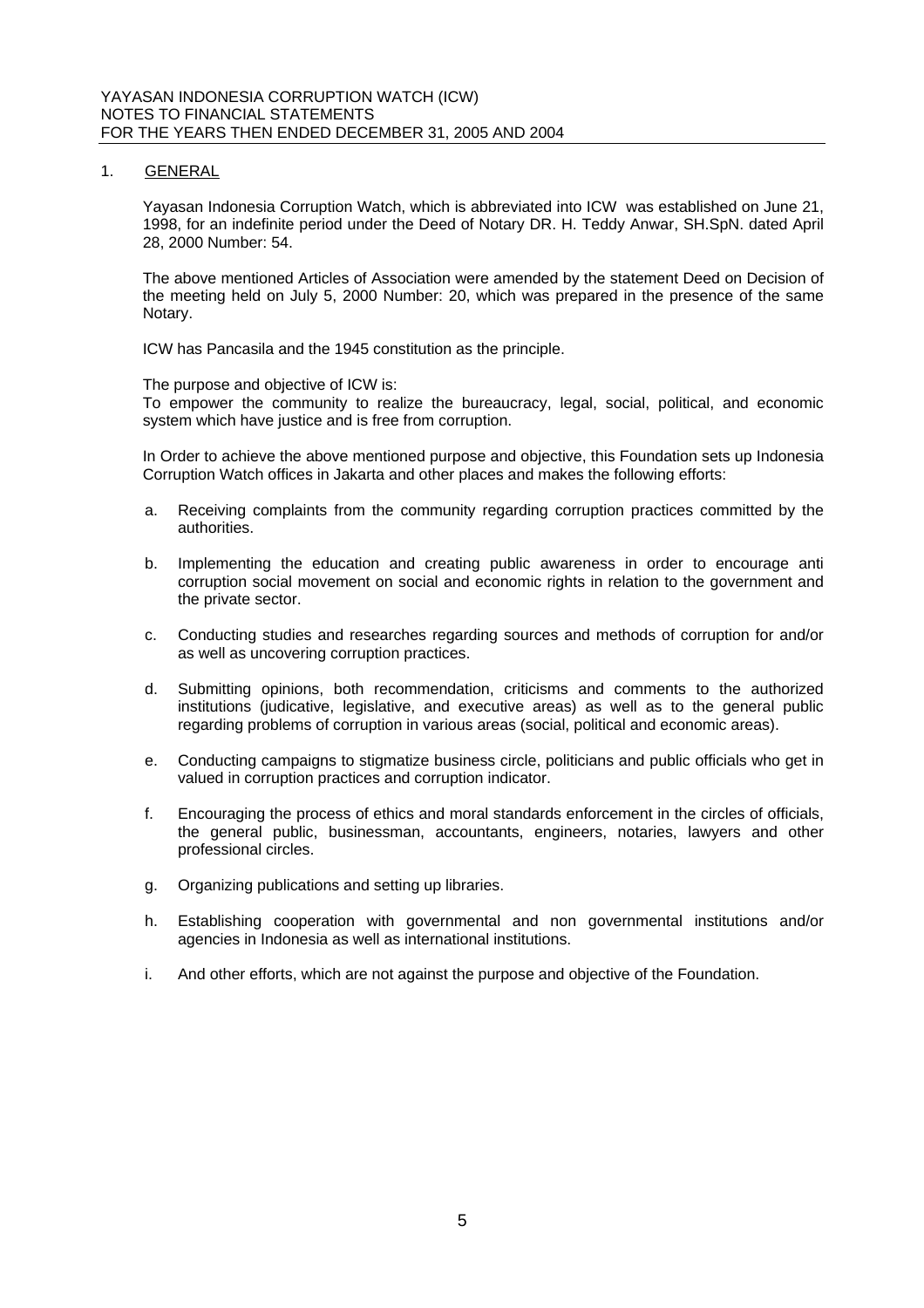## 1. GENERAL

Yayasan Indonesia Corruption Watch, which is abbreviated into ICW was established on June 21, 1998, for an indefinite period under the Deed of Notary DR. H. Teddy Anwar, SH.SpN. dated April 28, 2000 Number: 54.

The above mentioned Articles of Association were amended by the statement Deed on Decision of the meeting held on July 5, 2000 Number: 20, which was prepared in the presence of the same Notary.

ICW has Pancasila and the 1945 constitution as the principle.

The purpose and objective of ICW is:
To empower the community to realize the bureaucracy, legal, social, political, and economic system which have justice and is free from corruption.

In Order to achieve the above mentioned purpose and objective, this Foundation sets up Indonesia Corruption Watch offices in Jakarta and other places and makes the following efforts:

a. Receiving complaints from the community regarding corruption practices committed by the authorities.

b. Implementing the education and creating public awareness in order to encourage anti corruption social movement on social and economic rights in relation to the government and the private sector.

c. Conducting studies and researches regarding sources and methods of corruption for and/or as well as uncovering corruption practices.

d. Submitting opinions, both recommendation, criticisms and comments to the authorized institutions (judicative, legislative, and executive areas) as well as to the general public regarding problems of corruption in various areas (social, political and economic areas).

e. Conducting campaigns to stigmatize business circle, politicians and public officials who get in valued in corruption practices and corruption indicator.

f. Encouraging the process of ethics and moral standards enforcement in the circles of officials, the general public, businessman, accountants, engineers, notaries, lawyers and other professional circles.

g. Organizing publications and setting up libraries.

h. Establishing cooperation with governmental and non governmental institutions and/or agencies in Indonesia as well as international institutions.

i. And other efforts, which are not against the purpose and objective of the Foundation.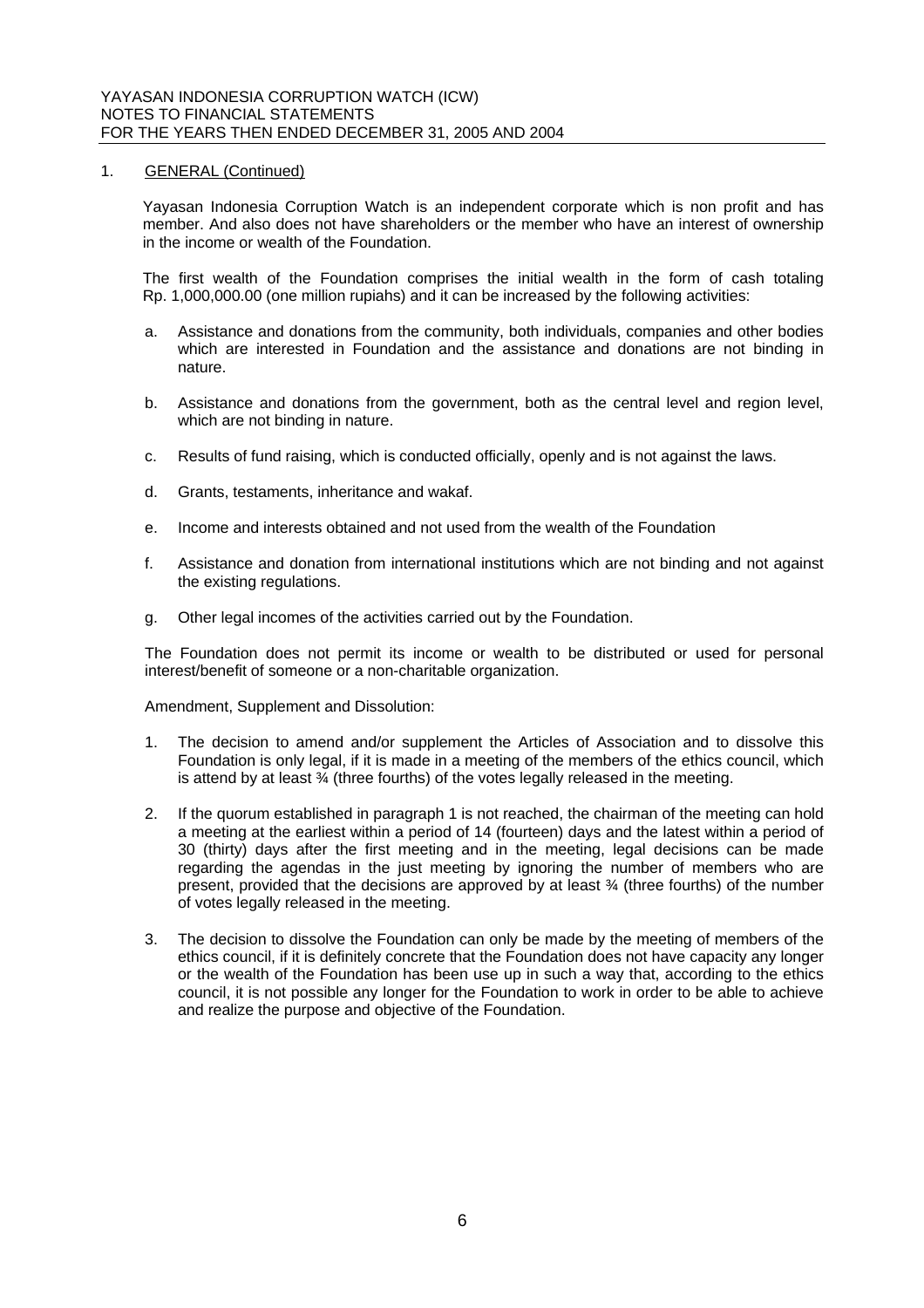## 1. GENERAL (Continued)

Yayasan Indonesia Corruption Watch is an independent corporate which is non profit and has member. And also does not have shareholders or the member who have an interest of ownership in the income or wealth of the Foundation.

The first wealth of the Foundation comprises the initial wealth in the form of cash totaling Rp. 1,000,000.00 (one million rupiahs) and it can be increased by the following activities:

a. Assistance and donations from the community, both individuals, companies and other bodies which are interested in Foundation and the assistance and donations are not binding in nature.

b. Assistance and donations from the government, both as the central level and region level, which are not binding in nature.

c. Results of fund raising, which is conducted officially, openly and is not against the laws.

d. Grants, testaments, inheritance and wakaf.

e. Income and interests obtained and not used from the wealth of the Foundation

f. Assistance and donation from international institutions which are not binding and not against the existing regulations.

g. Other legal incomes of the activities carried out by the Foundation.

The Foundation does not permit its income or wealth to be distributed or used for personal interest/benefit of someone or a non-charitable organization.

Amendment, Supplement and Dissolution:

1. The decision to amend and/or supplement the Articles of Association and to dissolve this Foundation is only legal, if it is made in a meeting of the members of the ethics council, which is attend by at least ¾ (three fourths) of the votes legally released in the meeting.

2. If the quorum established in paragraph 1 is not reached, the chairman of the meeting can hold a meeting at the earliest within a period of 14 (fourteen) days and the latest within a period of 30 (thirty) days after the first meeting and in the meeting, legal decisions can be made regarding the agendas in the just meeting by ignoring the number of members who are present, provided that the decisions are approved by at least ¾ (three fourths) of the number of votes legally released in the meeting.

3. The decision to dissolve the Foundation can only be made by the meeting of members of the ethics council, if it is definitely concrete that the Foundation does not have capacity any longer or the wealth of the Foundation has been use up in such a way that, according to the ethics council, it is not possible any longer for the Foundation to work in order to be able to achieve and realize the purpose and objective of the Foundation.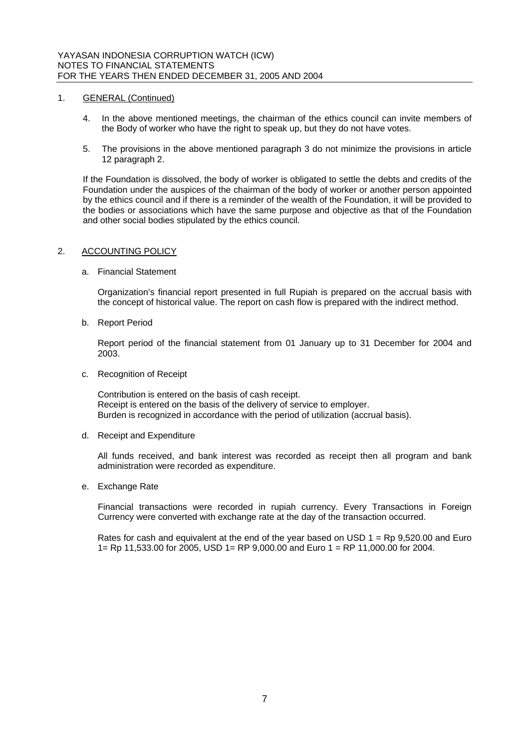1. GENERAL (Continued)

   4. In the above mentioned meetings, the chairman of the ethics council can invite members of the Body of worker who have the right to speak up, but they do not have votes.

   5. The provisions in the above mentioned paragraph 3 do not minimize the provisions in article 12 paragraph 2.

   If the Foundation is dissolved, the body of worker is obligated to settle the debts and credits of the Foundation under the auspices of the chairman of the body of worker or another person appointed by the ethics council and if there is a reminder of the wealth of the Foundation, it will be provided to the bodies or associations which have the same purpose and objective as that of the Foundation and other social bodies stipulated by the ethics council.

2. ACCOUNTING POLICY

   a. Financial Statement

      Organization's financial report presented in full Rupiah is prepared on the accrual basis with the concept of historical value. The report on cash flow is prepared with the indirect method.

   b. Report Period

      Report period of the financial statement from 01 January up to 31 December for 2004 and 2003.

   c. Recognition of Receipt

      Contribution is entered on the basis of cash receipt.
      Receipt is entered on the basis of the delivery of service to employer.
      Burden is recognized in accordance with the period of utilization (accrual basis).

   d. Receipt and Expenditure

      All funds received, and bank interest was recorded as receipt then all program and bank administration were recorded as expenditure.

   e. Exchange Rate

      Financial transactions were recorded in rupiah currency. Every Transactions in Foreign Currency were converted with exchange rate at the day of the transaction occurred.

      Rates for cash and equivalent at the end of the year based on USD 1 = Rp 9,520.00 and Euro 1= Rp 11,533.00 for 2005, USD 1= RP 9,000.00 and Euro 1 = RP 11,000.00 for 2004.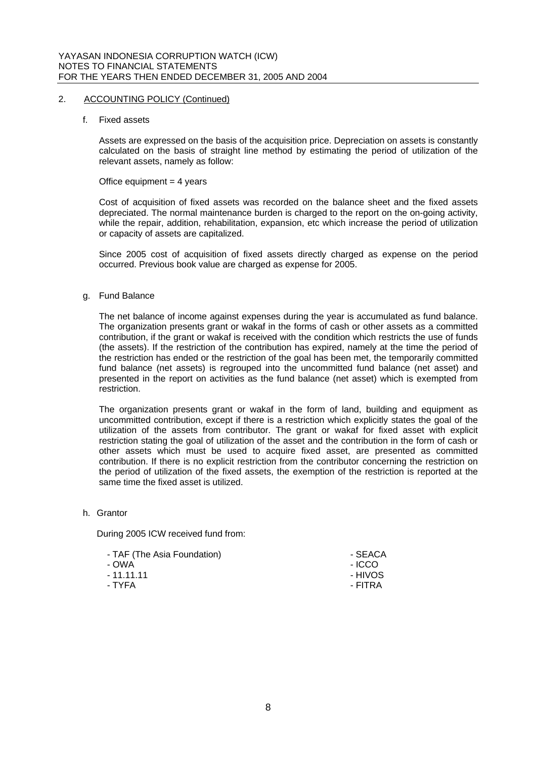## 2. ACCOUNTING POLICY (Continued)

### f. Fixed assets

Assets are expressed on the basis of the acquisition price. Depreciation on assets is constantly calculated on the basis of straight line method by estimating the period of utilization of the relevant assets, namely as follow:

Office equipment = 4 years

Cost of acquisition of fixed assets was recorded on the balance sheet and the fixed assets depreciated. The normal maintenance burden is charged to the report on the on-going activity, while the repair, addition, rehabilitation, expansion, etc which increase the period of utilization or capacity of assets are capitalized.

Since 2005 cost of acquisition of fixed assets directly charged as expense on the period occurred. Previous book value are charged as expense for 2005.

### g. Fund Balance

The net balance of income against expenses during the year is accumulated as fund balance. The organization presents grant or wakaf in the forms of cash or other assets as a committed contribution, if the grant or wakaf is received with the condition which restricts the use of funds (the assets). If the restriction of the contribution has expired, namely at the time the period of the restriction has ended or the restriction of the goal has been met, the temporarily committed fund balance (net assets) is regrouped into the uncommitted fund balance (net asset) and presented in the report on activities as the fund balance (net asset) which is exempted from restriction.

The organization presents grant or wakaf in the form of land, building and equipment as uncommitted contribution, except if there is a restriction which explicitly states the goal of the utilization of the assets from contributor. The grant or wakaf for fixed asset with explicit restriction stating the goal of utilization of the asset and the contribution in the form of cash or other assets which must be used to acquire fixed asset, are presented as committed contribution. If there is no explicit restriction from the contributor concerning the restriction on the period of utilization of the fixed assets, the exemption of the restriction is reported at the same time the fixed asset is utilized.

### h. Grantor

During 2005 ICW received fund from:

- TAF (The Asia Foundation)
- OWA
- 11.11.11
- TYFA
- SEACA
- ICCO
- HIVOS
- FITRA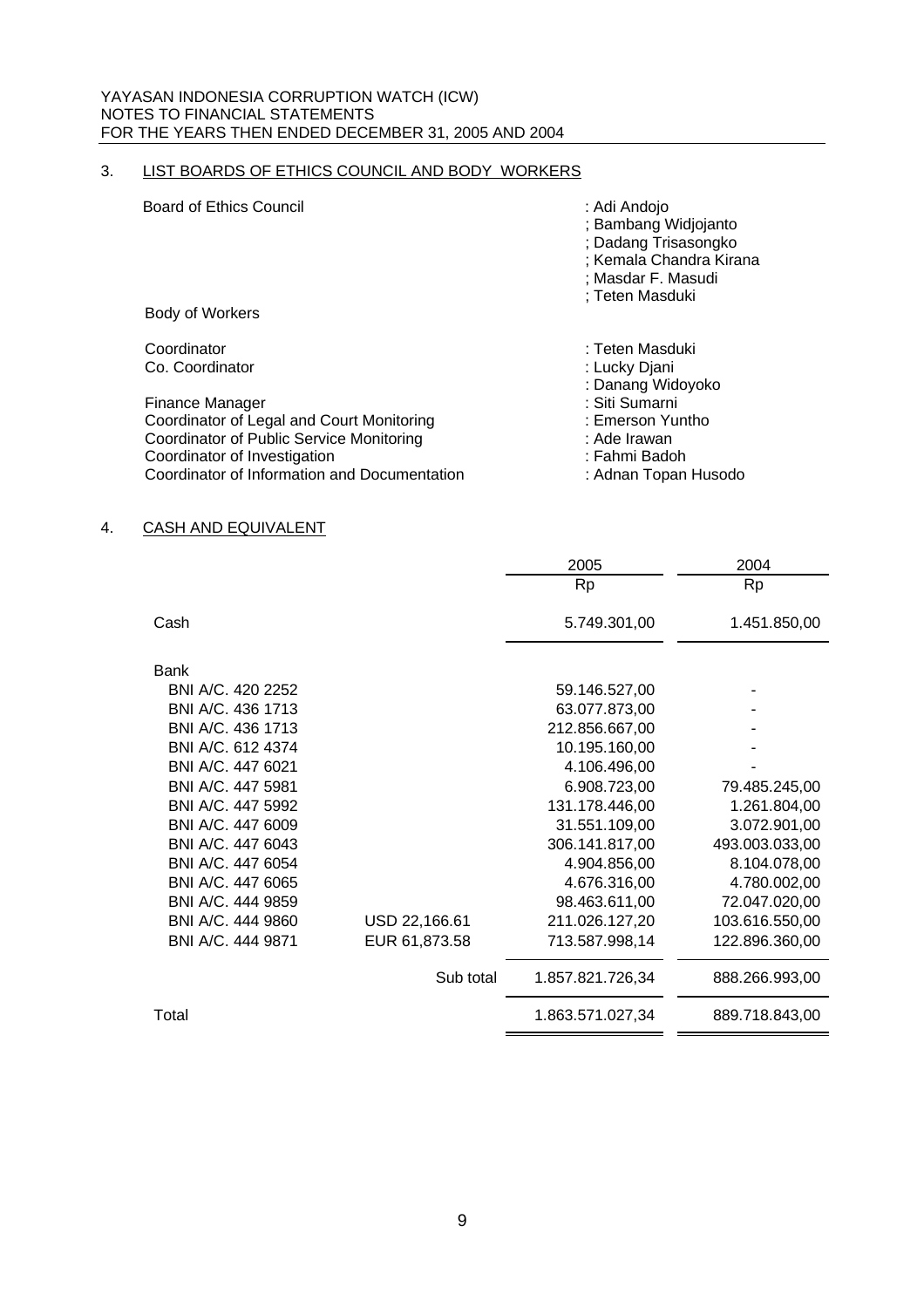## 3. LIST BOARDS OF ETHICS COUNCIL AND BODY WORKERS

| | |
|---|---|
| Board of Ethics Council | : Adi Andojo |
| | ; Bambang Widjojanto |
| | ; Dadang Trisasongko |
| | ; Kemala Chandra Kirana |
| | ; Masdar F. Masudi |
| | ; Teten Masduki |

Body of Workers

| | |
|---|---|
| Coordinator | : Teten Masduki |
| Co. Coordinator | : Lucky Djani |
| | : Danang Widoyoko |
| Finance Manager | : Siti Sumarni |
| Coordinator of Legal and Court Monitoring | : Emerson Yuntho |
| Coordinator of Public Service Monitoring | : Ade Irawan |
| Coordinator of Investigation | : Fahmi Badoh |
| Coordinator of Information and Documentation | : Adnan Topan Husodo |

## 4. CASH AND EQUIVALENT

| | | 2005 | 2004 |
|---|---|---|---|
| | | Rp | Rp |
| Cash | | 5.749.301,00 | 1.451.850,00 |
| Bank | | | |
| BNI A/C. 420 2252 | | 59.146.527,00 | - |
| BNI A/C. 436 1713 | | 63.077.873,00 | - |
| BNI A/C. 436 1713 | | 212.856.667,00 | - |
| BNI A/C. 612 4374 | | 10.195.160,00 | - |
| BNI A/C. 447 6021 | | 4.106.496,00 | - |
| BNI A/C. 447 5981 | | 6.908.723,00 | 79.485.245,00 |
| BNI A/C. 447 5992 | | 131.178.446,00 | 1.261.804,00 |
| BNI A/C. 447 6009 | | 31.551.109,00 | 3.072.901,00 |
| BNI A/C. 447 6043 | | 306.141.817,00 | 493.003.033,00 |
| BNI A/C. 447 6054 | | 4.904.856,00 | 8.104.078,00 |
| BNI A/C. 447 6065 | | 4.676.316,00 | 4.780.002,00 |
| BNI A/C. 444 9859 | | 98.463.611,00 | 72.047.020,00 |
| BNI A/C. 444 9860 | USD 22,166.61 | 211.026.127,20 | 103.616.550,00 |
| BNI A/C. 444 9871 | EUR 61,873.58 | 713.587.998,14 | 122.896.360,00 |
| | Sub total | 1.857.821.726,34 | 888.266.993,00 |
| Total | | 1.863.571.027,34 | 889.718.843,00 |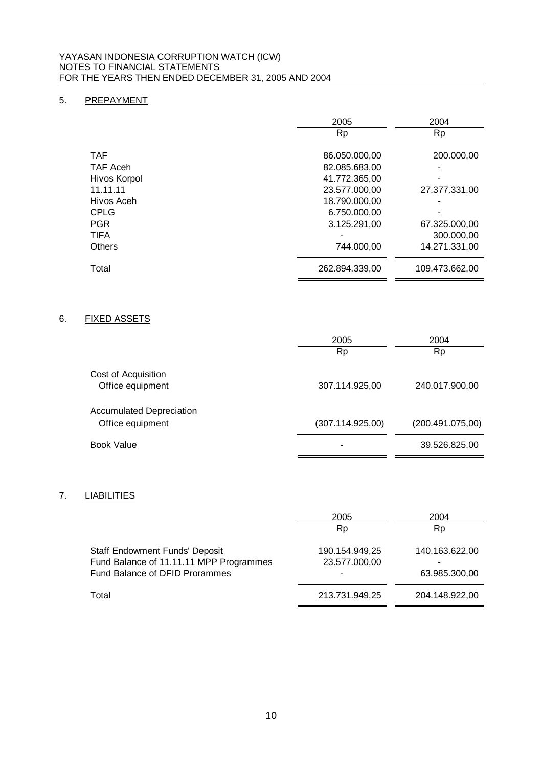## 5. PREPAYMENT

| | 2005 | 2004 |
|---|---|---|
| | Rp | Rp |
| TAF | 86.050.000,00 | 200.000,00 |
| TAF Aceh | 82.085.683,00 | - |
| Hivos Korpol | 41.772.365,00 | - |
| 11.11.11 | 23.577.000,00 | 27.377.331,00 |
| Hivos Aceh | 18.790.000,00 | - |
| CPLG | 6.750.000,00 | - |
| PGR | 3.125.291,00 | 67.325.000,00 |
| TIFA | - | 300.000,00 |
| Others | 744.000,00 | 14.271.331,00 |
| Total | 262.894.339,00 | 109.473.662,00 |

## 6. FIXED ASSETS

| | 2005 | 2004 |
|---|---|---|
| | Rp | Rp |
| Cost of Acquisition | | |
| Office equipment | 307.114.925,00 | 240.017.900,00 |
| Accumulated Depreciation | | |
| Office equipment | (307.114.925,00) | (200.491.075,00) |
| Book Value | - | 39.526.825,00 |

## 7. LIABILITIES

| | 2005 | 2004 |
|---|---|---|
| | Rp | Rp |
| Staff Endowment Funds' Deposit | 190.154.949,25 | 140.163.622,00 |
| Fund Balance of 11.11.11 MPP Programmes | 23.577.000,00 | - |
| Fund Balance of DFID Prorammes | - | 63.985.300,00 |
| Total | 213.731.949,25 | 204.148.922,00 |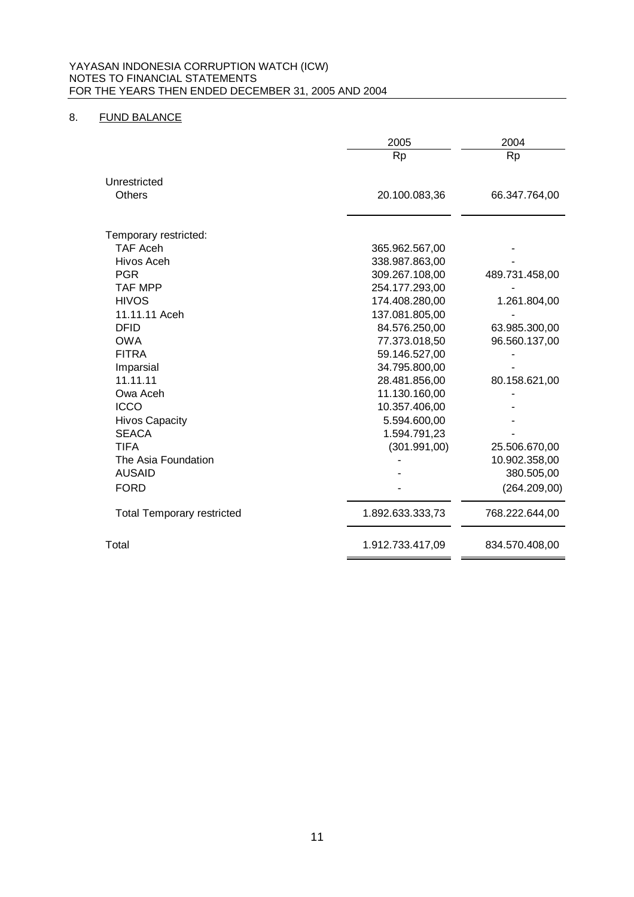YAYASAN INDONESIA CORRUPTION WATCH (ICW)
NOTES TO FINANCIAL STATEMENTS
FOR THE YEARS THEN ENDED DECEMBER 31, 2005 AND 2004

## 8. FUND BALANCE

| | 2005 | 2004 |
|---|---|---|
| | Rp | Rp |
| Unrestricted | | |
| Others | 20.100.083,36 | 66.347.764,00 |
| | | |
| Temporary restricted: | | |
| TAF Aceh | 365.962.567,00 | - |
| Hivos Aceh | 338.987.863,00 | - |
| PGR | 309.267.108,00 | 489.731.458,00 |
| TAF MPP | 254.177.293,00 | - |
| HIVOS | 174.408.280,00 | 1.261.804,00 |
| 11.11.11 Aceh | 137.081.805,00 | - |
| DFID | 84.576.250,00 | 63.985.300,00 |
| OWA | 77.373.018,50 | 96.560.137,00 |
| FITRA | 59.146.527,00 | - |
| Imparsial | 34.795.800,00 | - |
| 11.11.11 | 28.481.856,00 | 80.158.621,00 |
| Owa Aceh | 11.130.160,00 | - |
| ICCO | 10.357.406,00 | - |
| Hivos Capacity | 5.594.600,00 | - |
| SEACA | 1.594.791,23 | - |
| TIFA | (301.991,00) | 25.506.670,00 |
| The Asia Foundation | - | 10.902.358,00 |
| AUSAID | - | 380.505,00 |
| FORD | - | (264.209,00) |
| Total Temporary restricted | 1.892.633.333,73 | 768.222.644,00 |
| Total | 1.912.733.417,09 | 834.570.408,00 |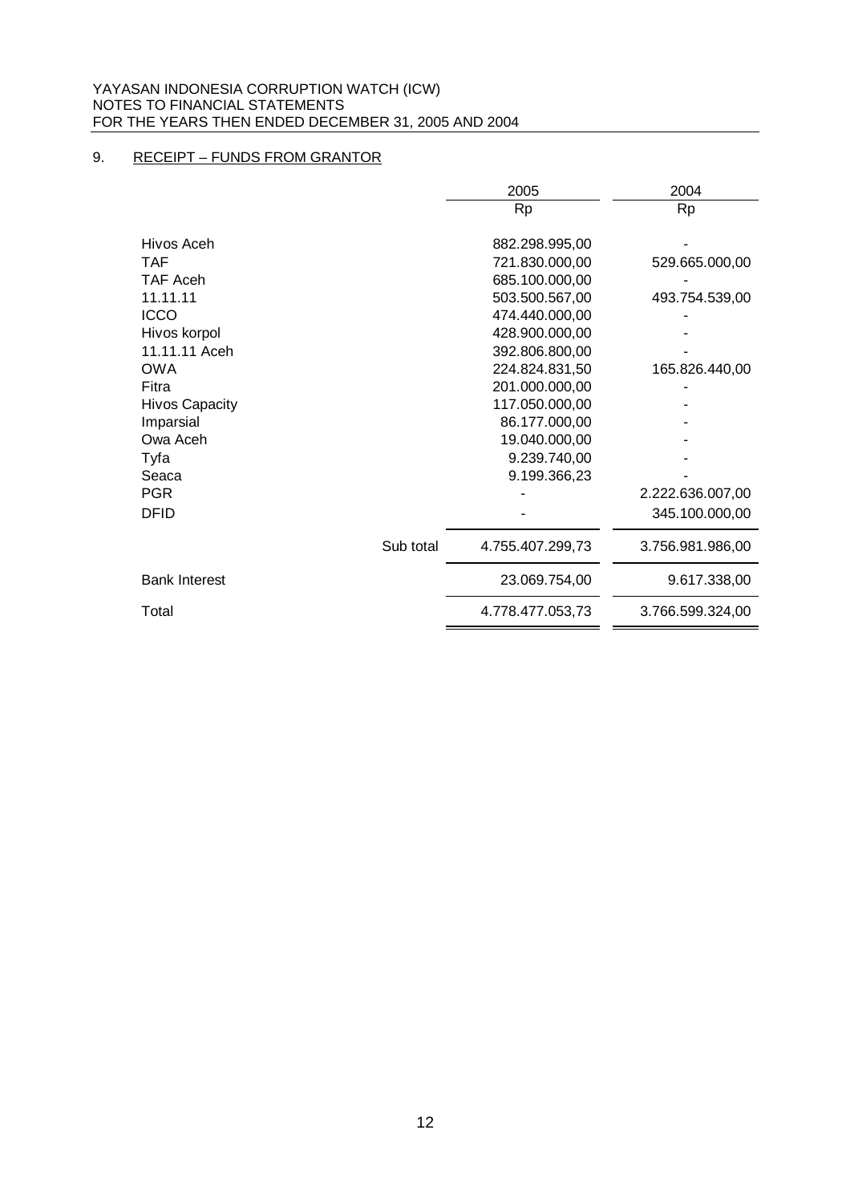YAYASAN INDONESIA CORRUPTION WATCH (ICW)
NOTES TO FINANCIAL STATEMENTS
FOR THE YEARS THEN ENDED DECEMBER 31, 2005 AND 2004

## 9. RECEIPT – FUNDS FROM GRANTOR

| | | 2005 | 2004 |
|---|---|---|---|
| | | Rp | Rp |
| Hivos Aceh | | 882.298.995,00 | - |
| TAF | | 721.830.000,00 | 529.665.000,00 |
| TAF Aceh | | 685.100.000,00 | - |
| 11.11.11 | | 503.500.567,00 | 493.754.539,00 |
| ICCO | | 474.440.000,00 | - |
| Hivos korpol | | 428.900.000,00 | - |
| 11.11.11 Aceh | | 392.806.800,00 | - |
| OWA | | 224.824.831,50 | 165.826.440,00 |
| Fitra | | 201.000.000,00 | - |
| Hivos Capacity | | 117.050.000,00 | - |
| Imparsial | | 86.177.000,00 | - |
| Owa Aceh | | 19.040.000,00 | - |
| Tyfa | | 9.239.740,00 | - |
| Seaca | | 9.199.366,23 | - |
| PGR | | - | 2.222.636.007,00 |
| DFID | | - | 345.100.000,00 |
| | Sub total | 4.755.407.299,73 | 3.756.981.986,00 |
| Bank Interest | | 23.069.754,00 | 9.617.338,00 |
| Total | | 4.778.477.053,73 | 3.766.599.324,00 |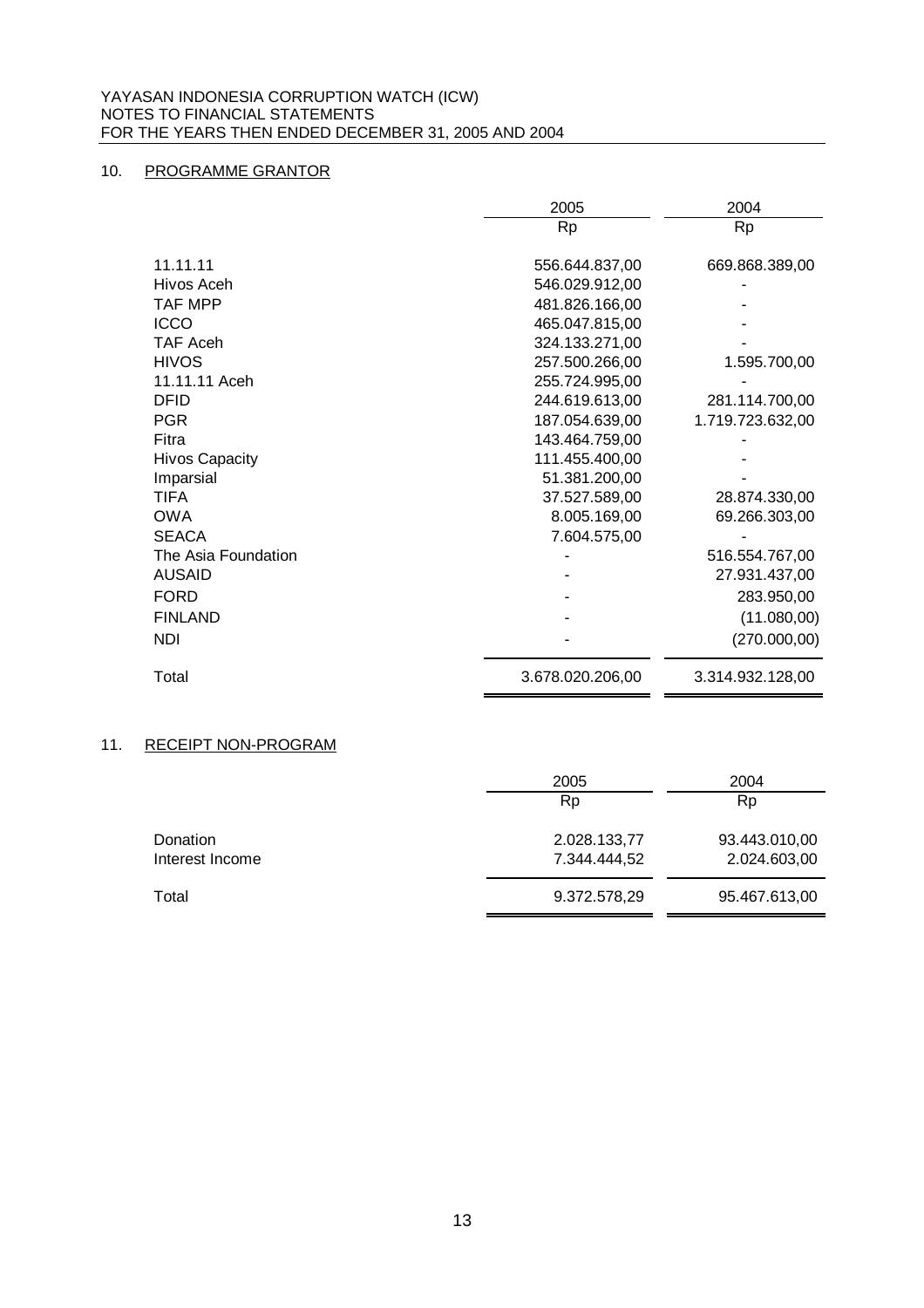## 10. PROGRAMME GRANTOR

| | 2005 | 2004 |
|---|---|---|
| | Rp | Rp |
| 11.11.11 | 556.644.837,00 | 669.868.389,00 |
| Hivos Aceh | 546.029.912,00 | - |
| TAF MPP | 481.826.166,00 | - |
| ICCO | 465.047.815,00 | - |
| TAF Aceh | 324.133.271,00 | - |
| HIVOS | 257.500.266,00 | 1.595.700,00 |
| 11.11.11 Aceh | 255.724.995,00 | - |
| DFID | 244.619.613,00 | 281.114.700,00 |
| PGR | 187.054.639,00 | 1.719.723.632,00 |
| Fitra | 143.464.759,00 | - |
| Hivos Capacity | 111.455.400,00 | - |
| Imparsial | 51.381.200,00 | - |
| TIFA | 37.527.589,00 | 28.874.330,00 |
| OWA | 8.005.169,00 | 69.266.303,00 |
| SEACA | 7.604.575,00 | - |
| The Asia Foundation | - | 516.554.767,00 |
| AUSAID | - | 27.931.437,00 |
| FORD | - | 283.950,00 |
| FINLAND | - | (11.080,00) |
| NDI | - | (270.000,00) |
| Total | 3.678.020.206,00 | 3.314.932.128,00 |

## 11. RECEIPT NON-PROGRAM

| | 2005 | 2004 |
|---|---|---|
| | Rp | Rp |
| Donation | 2.028.133,77 | 93.443.010,00 |
| Interest Income | 7.344.444,52 | 2.024.603,00 |
| Total | 9.372.578,29 | 95.467.613,00 |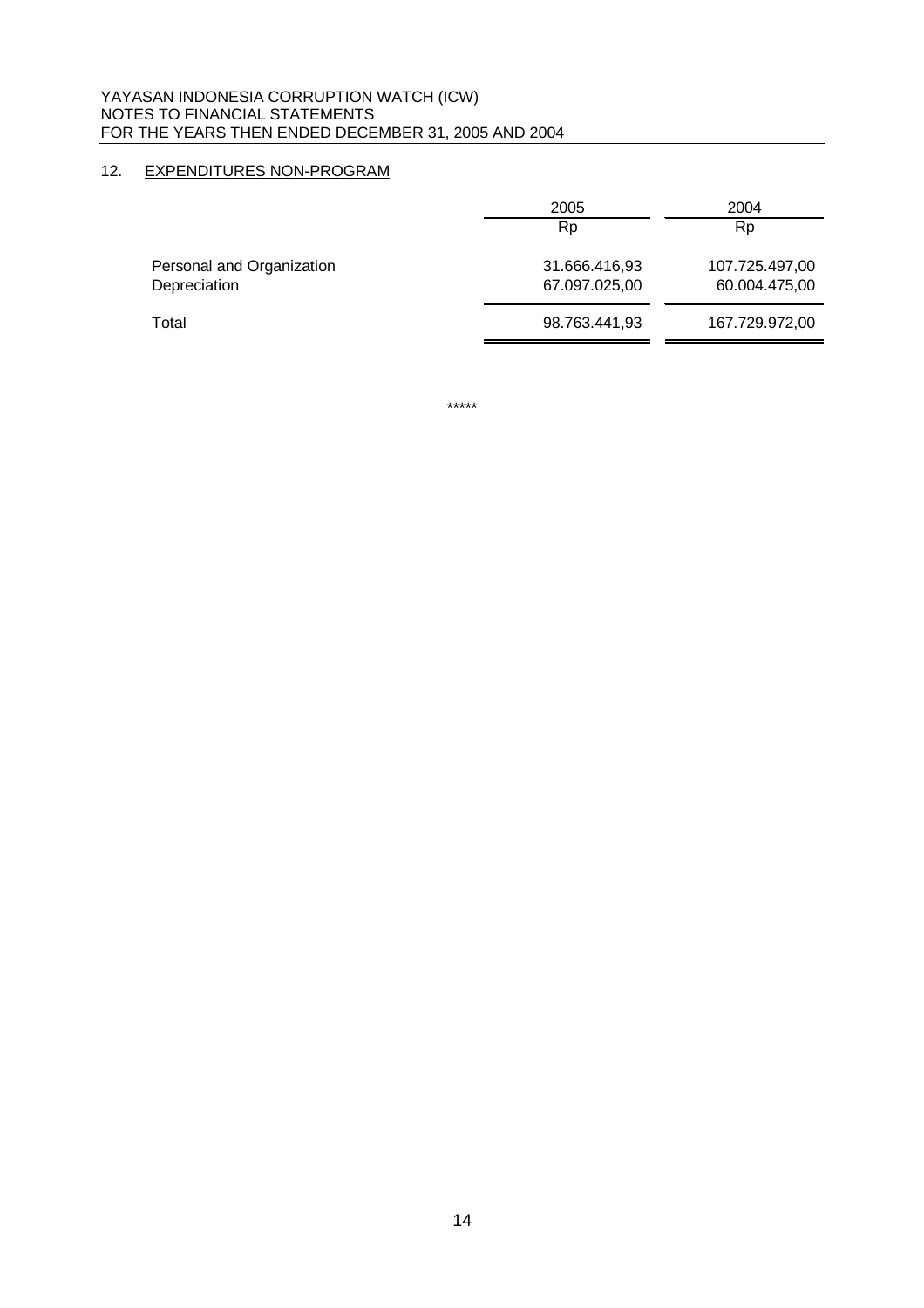## 12. EXPENDITURES NON-PROGRAM

| | 2005 | 2004 |
|---|---|---|
| | Rp | Rp |
| Personal and Organization | 31.666.416,93 | 107.725.497,00 |
| Depreciation | 67.097.025,00 | 60.004.475,00 |
| Total | 98.763.441,93 | 167.729.972,00 |

*****